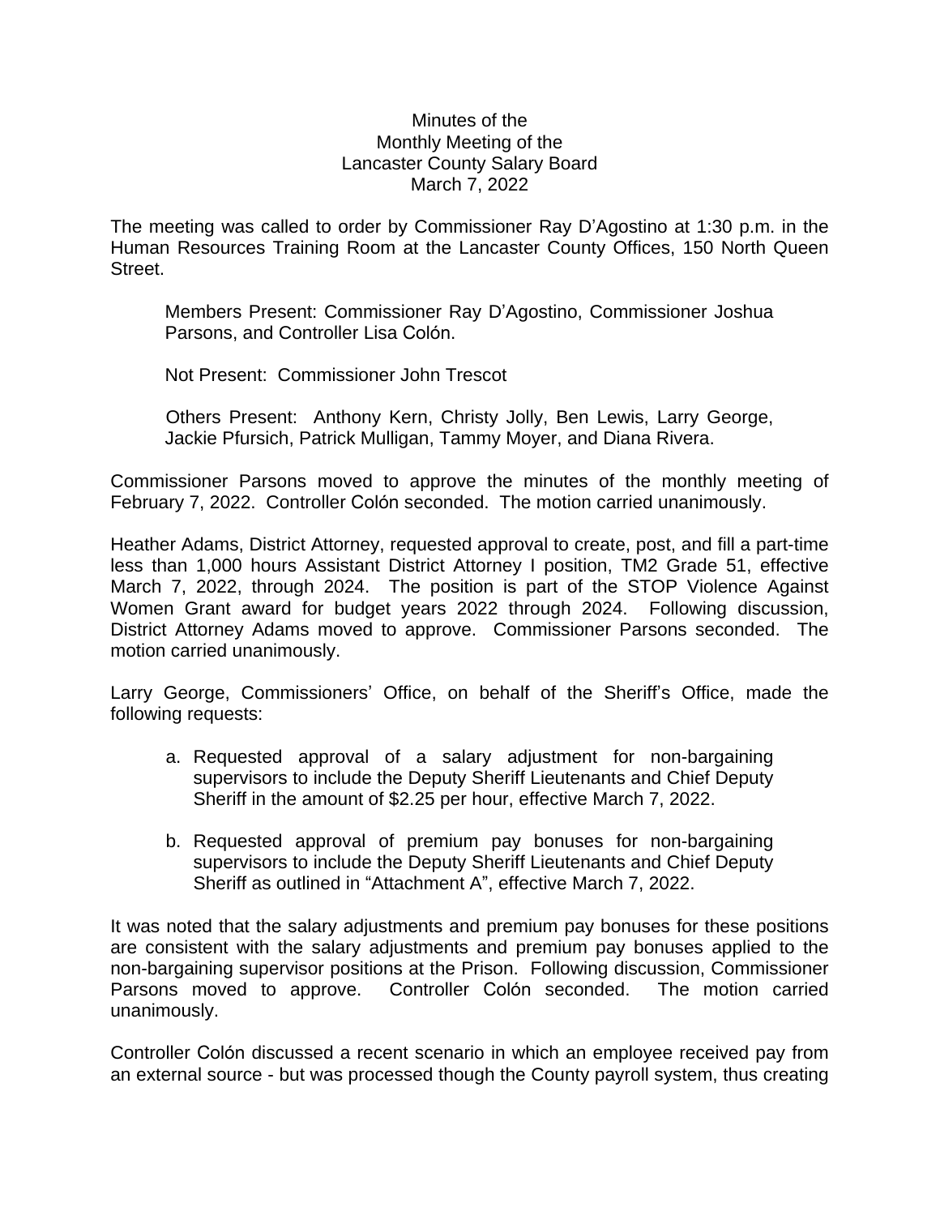Minutes of the
Monthly Meeting of the
Lancaster County Salary Board
March 7, 2022

The meeting was called to order by Commissioner Ray D'Agostino at 1:30 p.m. in the Human Resources Training Room at the Lancaster County Offices, 150 North Queen Street.

Members Present: Commissioner Ray D'Agostino, Commissioner Joshua Parsons, and Controller Lisa Colón.

Not Present: Commissioner John Trescot

Others Present: Anthony Kern, Christy Jolly, Ben Lewis, Larry George, Jackie Pfursich, Patrick Mulligan, Tammy Moyer, and Diana Rivera.

Commissioner Parsons moved to approve the minutes of the monthly meeting of February 7, 2022. Controller Colón seconded. The motion carried unanimously.

Heather Adams, District Attorney, requested approval to create, post, and fill a part-time less than 1,000 hours Assistant District Attorney I position, TM2 Grade 51, effective March 7, 2022, through 2024. The position is part of the STOP Violence Against Women Grant award for budget years 2022 through 2024. Following discussion, District Attorney Adams moved to approve. Commissioner Parsons seconded. The motion carried unanimously.

Larry George, Commissioners' Office, on behalf of the Sheriff's Office, made the following requests:

a. Requested approval of a salary adjustment for non-bargaining supervisors to include the Deputy Sheriff Lieutenants and Chief Deputy Sheriff in the amount of $2.25 per hour, effective March 7, 2022.

b. Requested approval of premium pay bonuses for non-bargaining supervisors to include the Deputy Sheriff Lieutenants and Chief Deputy Sheriff as outlined in "Attachment A", effective March 7, 2022.

It was noted that the salary adjustments and premium pay bonuses for these positions are consistent with the salary adjustments and premium pay bonuses applied to the non-bargaining supervisor positions at the Prison. Following discussion, Commissioner Parsons moved to approve. Controller Colón seconded. The motion carried unanimously.

Controller Colón discussed a recent scenario in which an employee received pay from an external source - but was processed though the County payroll system, thus creating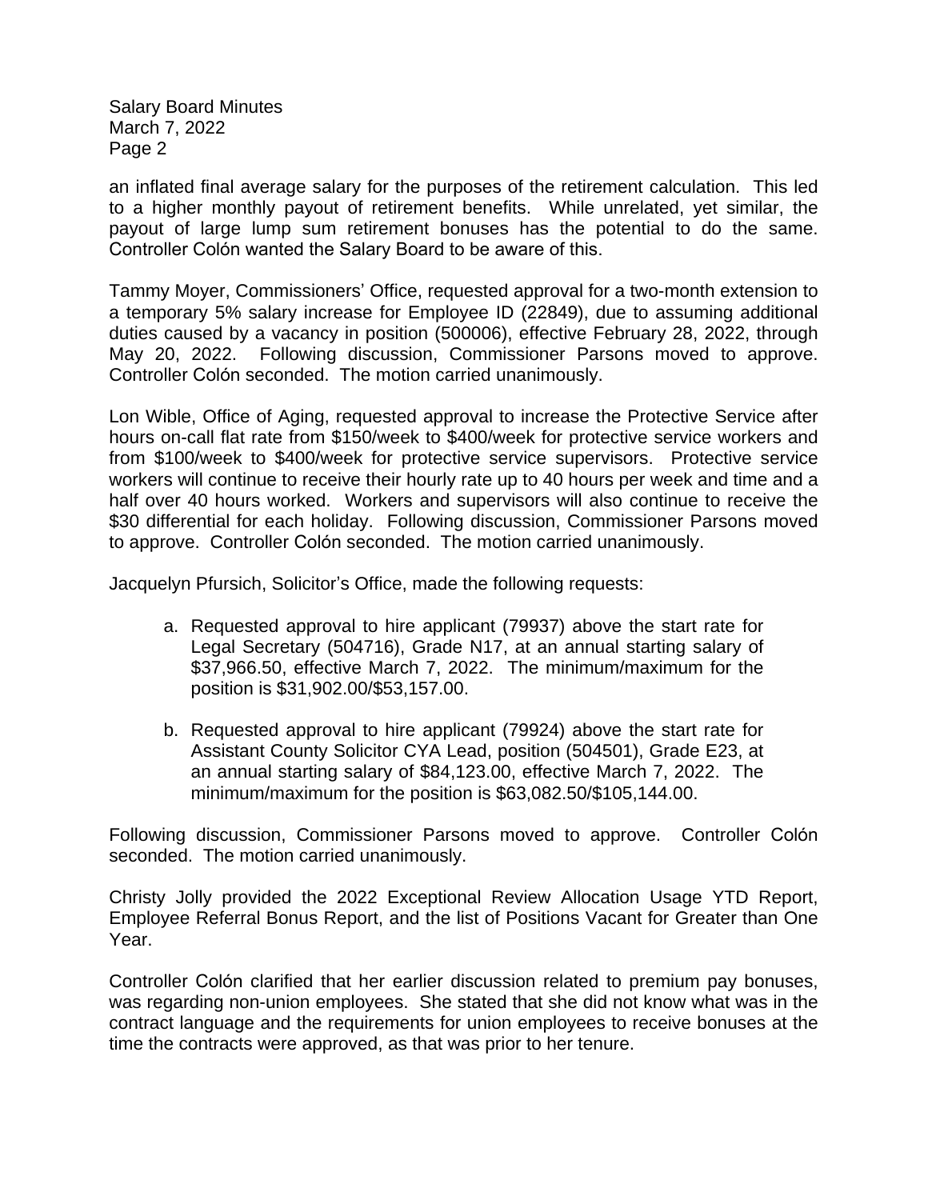an inflated final average salary for the purposes of the retirement calculation. This led to a higher monthly payout of retirement benefits. While unrelated, yet similar, the payout of large lump sum retirement bonuses has the potential to do the same. Controller Colón wanted the Salary Board to be aware of this.

Tammy Moyer, Commissioners' Office, requested approval for a two-month extension to a temporary 5% salary increase for Employee ID (22849), due to assuming additional duties caused by a vacancy in position (500006), effective February 28, 2022, through May 20, 2022. Following discussion, Commissioner Parsons moved to approve. Controller Colón seconded. The motion carried unanimously.

Lon Wible, Office of Aging, requested approval to increase the Protective Service after hours on-call flat rate from $150/week to $400/week for protective service workers and from $100/week to $400/week for protective service supervisors. Protective service workers will continue to receive their hourly rate up to 40 hours per week and time and a half over 40 hours worked. Workers and supervisors will also continue to receive the $30 differential for each holiday. Following discussion, Commissioner Parsons moved to approve. Controller Colón seconded. The motion carried unanimously.

Jacquelyn Pfursich, Solicitor's Office, made the following requests:

a. Requested approval to hire applicant (79937) above the start rate for Legal Secretary (504716), Grade N17, at an annual starting salary of $37,966.50, effective March 7, 2022. The minimum/maximum for the position is $31,902.00/$53,157.00.

b. Requested approval to hire applicant (79924) above the start rate for Assistant County Solicitor CYA Lead, position (504501), Grade E23, at an annual starting salary of $84,123.00, effective March 7, 2022. The minimum/maximum for the position is $63,082.50/$105,144.00.

Following discussion, Commissioner Parsons moved to approve. Controller Colón seconded. The motion carried unanimously.

Christy Jolly provided the 2022 Exceptional Review Allocation Usage YTD Report, Employee Referral Bonus Report, and the list of Positions Vacant for Greater than One Year.

Controller Colón clarified that her earlier discussion related to premium pay bonuses, was regarding non-union employees. She stated that she did not know what was in the contract language and the requirements for union employees to receive bonuses at the time the contracts were approved, as that was prior to her tenure.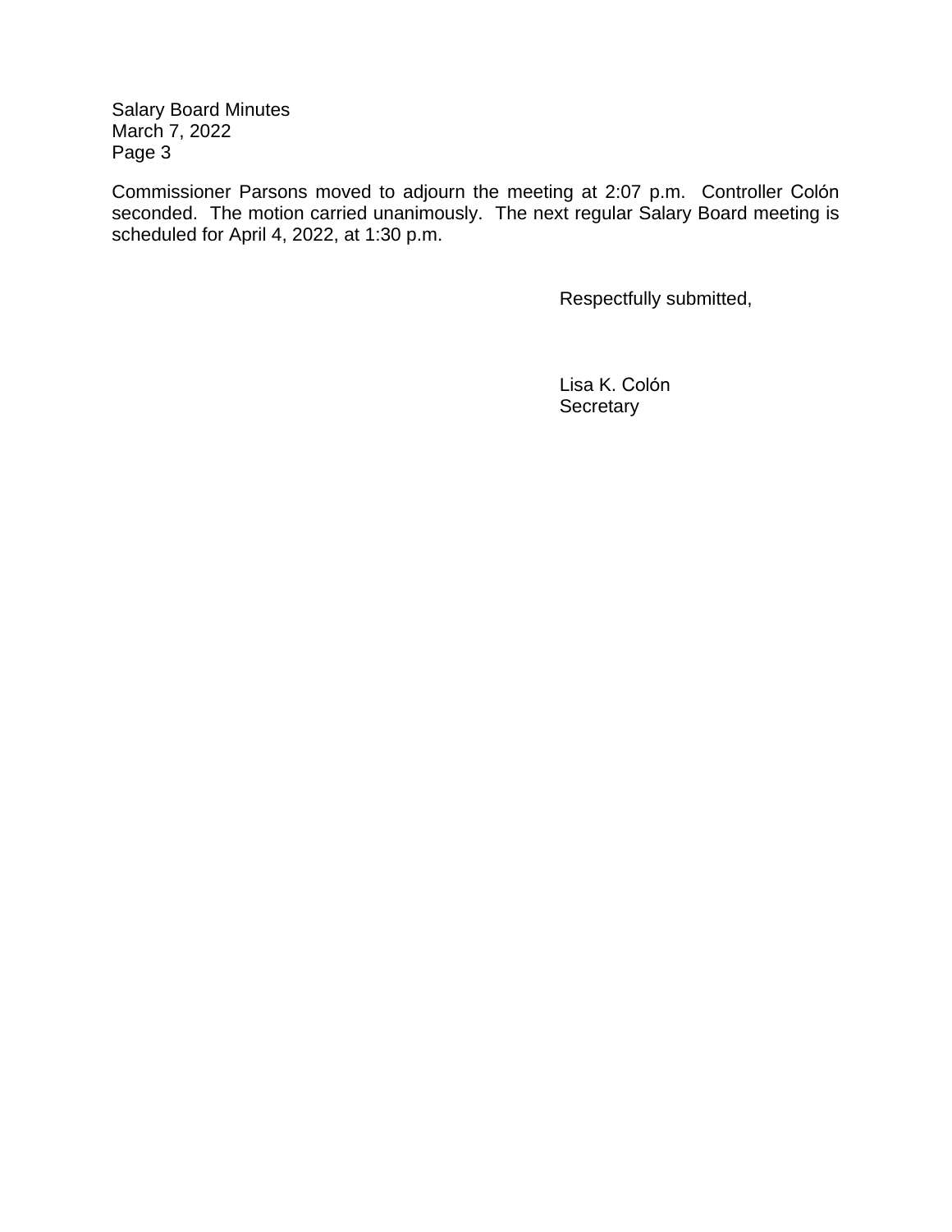Commissioner Parsons moved to adjourn the meeting at 2:07 p.m. Controller Colón seconded. The motion carried unanimously. The next regular Salary Board meeting is scheduled for April 4, 2022, at 1:30 p.m.

Respectfully submitted,

Lisa K. Colón
Secretary